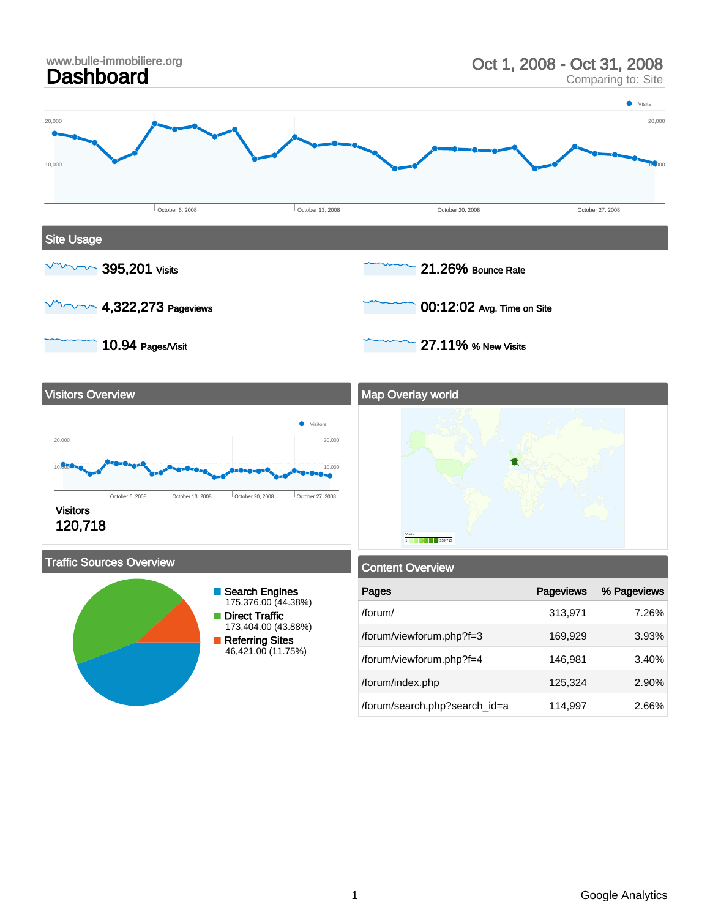www.bulle-immobiliere.org

# Dashboard

Oct 1, 2008 - Oct 31, 2008

Comparing to: Site

## Site Usage

**395,201** Visits

**4,322,273** Pageviews

**10.94** Pages/Visit

**21.26%** Bounce Rate

**00:12:02** Avg. Time on Site

**27.11%** % New Visits

## Visitors Overview

Visitors

**120,718**

## Map Overlay world

## Traffic Sources Overview

- **Search Engines** 175,376.00 (44.38%)
- **Direct Traffic** 173,404.00 (43.88%)
- **Referring Sites** 46,421.00 (11.75%)

## Content Overview

| Pages | Pageviews | % Pageviews |
|---|---|---|
| /forum/ | 313,971 | 7.26% |
| /forum/viewforum.php?f=3 | 169,929 | 3.93% |
| /forum/viewforum.php?f=4 | 146,981 | 3.40% |
| /forum/index.php | 125,324 | 2.90% |
| /forum/search.php?search_id=a | 114,997 | 2.66% |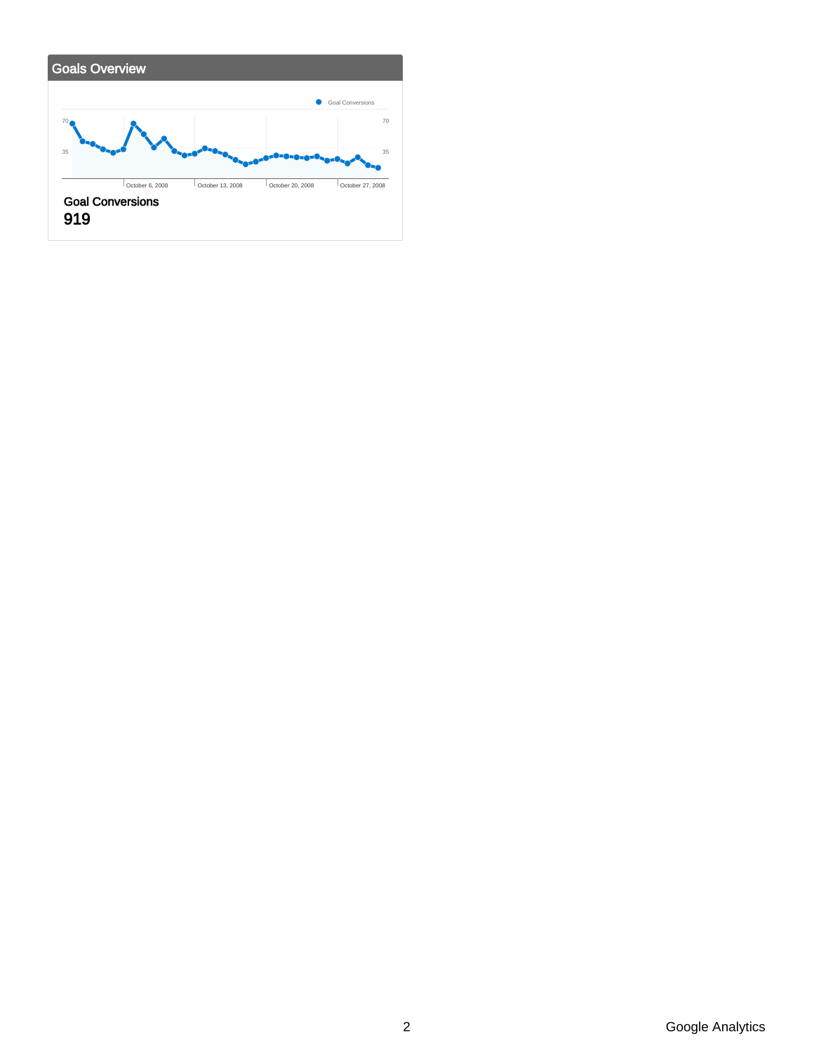## Goals Overview

Goal Conversions

70 — 70

35 — 35

October 6, 2008 | October 13, 2008 | October 20, 2008 | October 27, 2008

**Goal Conversions**

**919**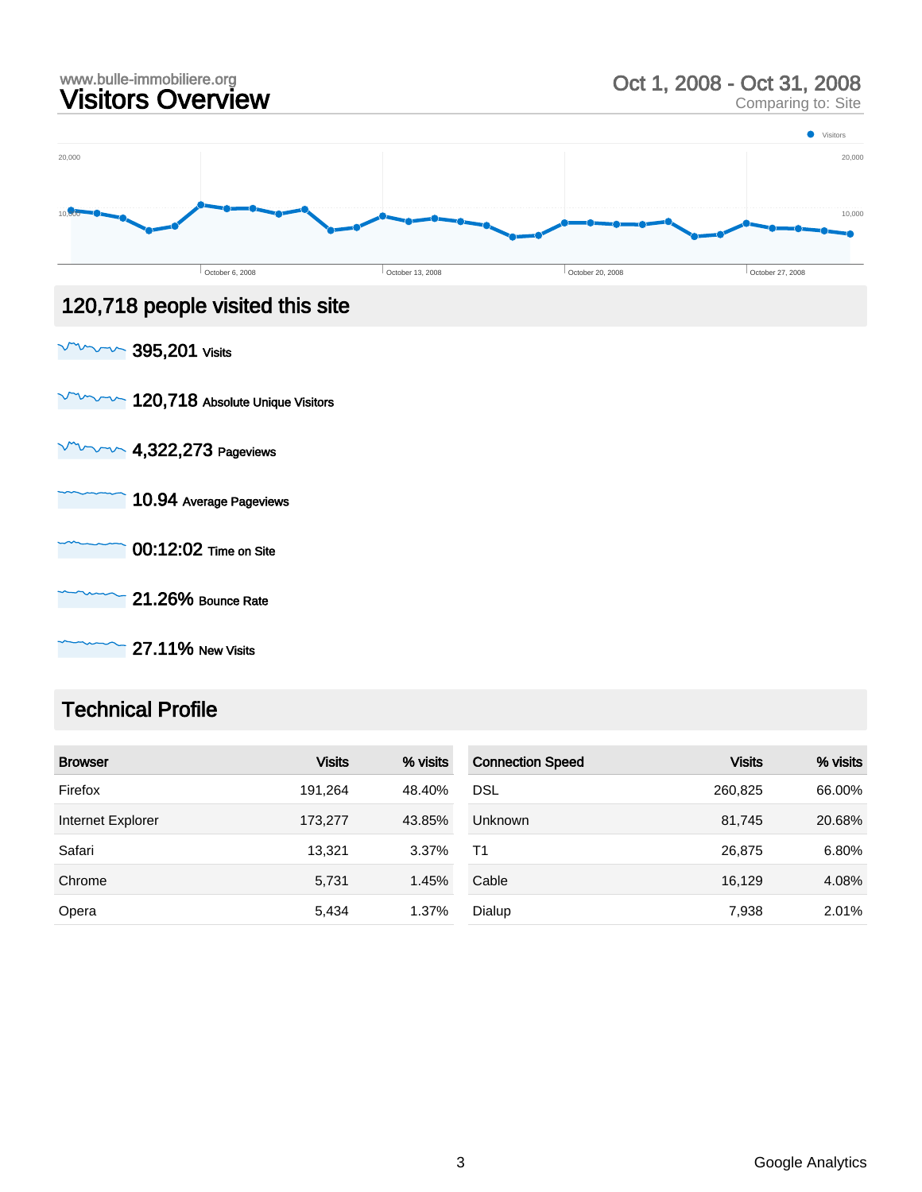www.bulle-immobiliere.org

# Visitors Overview

Oct 1, 2008 - Oct 31, 2008

Comparing to: Site

## 120,718 people visited this site

**395,201** Visits

**120,718** Absolute Unique Visitors

**4,322,273** Pageviews

**10.94** Average Pageviews

**00:12:02** Time on Site

**21.26%** Bounce Rate

**27.11%** New Visits

## Technical Profile

| Browser | Visits | % visits |
|---|---|---|
| Firefox | 191,264 | 48.40% |
| Internet Explorer | 173,277 | 43.85% |
| Safari | 13,321 | 3.37% |
| Chrome | 5,731 | 1.45% |
| Opera | 5,434 | 1.37% |

| Connection Speed | Visits | % visits |
|---|---|---|
| DSL | 260,825 | 66.00% |
| Unknown | 81,745 | 20.68% |
| T1 | 26,875 | 6.80% |
| Cable | 16,129 | 4.08% |
| Dialup | 7,938 | 2.01% |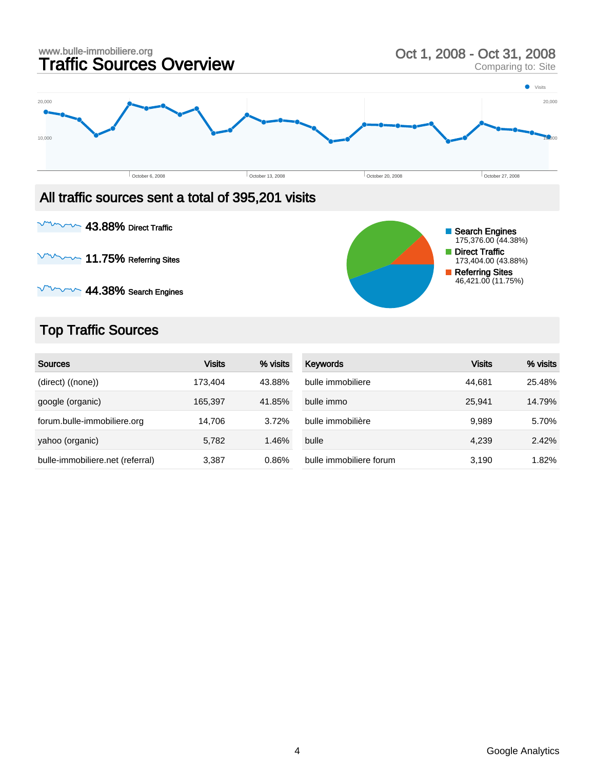www.bulle-immobiliere.org

# Traffic Sources Overview

Oct 1, 2008 - Oct 31, 2008
Comparing to: Site

## All traffic sources sent a total of 395,201 visits

**43.88%** Direct Traffic

**11.75%** Referring Sites

**44.38%** Search Engines

- Search Engines: 175,376.00 (44.38%)
- Direct Traffic: 173,404.00 (43.88%)
- Referring Sites: 46,421.00 (11.75%)

## Top Traffic Sources

| Sources | Visits | % visits |
|---|---|---|
| (direct) ((none)) | 173,404 | 43.88% |
| google (organic) | 165,397 | 41.85% |
| forum.bulle-immobiliere.org | 14,706 | 3.72% |
| yahoo (organic) | 5,782 | 1.46% |
| bulle-immobiliere.net (referral) | 3,387 | 0.86% |

| Keywords | Visits | % visits |
|---|---|---|
| bulle immobiliere | 44,681 | 25.48% |
| bulle immo | 25,941 | 14.79% |
| bulle immobilière | 9,989 | 5.70% |
| bulle | 4,239 | 2.42% |
| bulle immobiliere forum | 3,190 | 1.82% |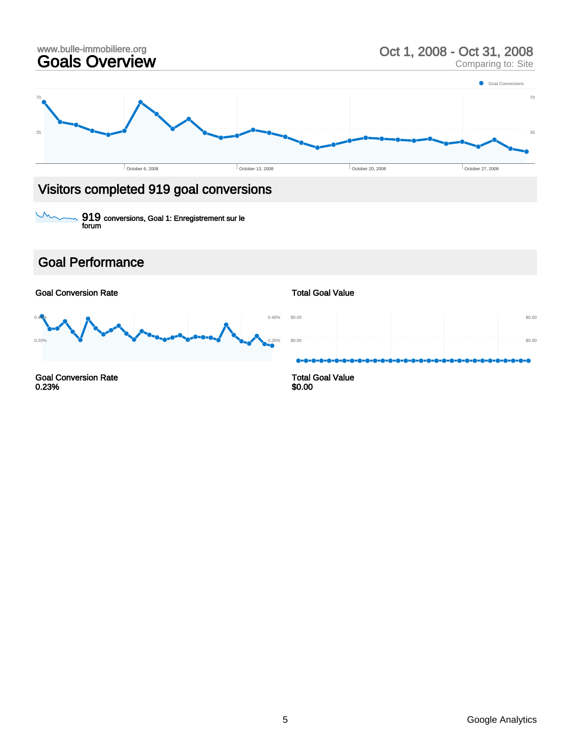www.bulle-immobiliere.org

# Goals Overview

**Oct 1, 2008 - Oct 31, 2008**
Comparing to: Site

## Visitors completed 919 goal conversions

**919** conversions, Goal 1: Enregistrement sur le forum

## Goal Performance

**Goal Conversion Rate**
0.23%

**Total Goal Value**
$0.00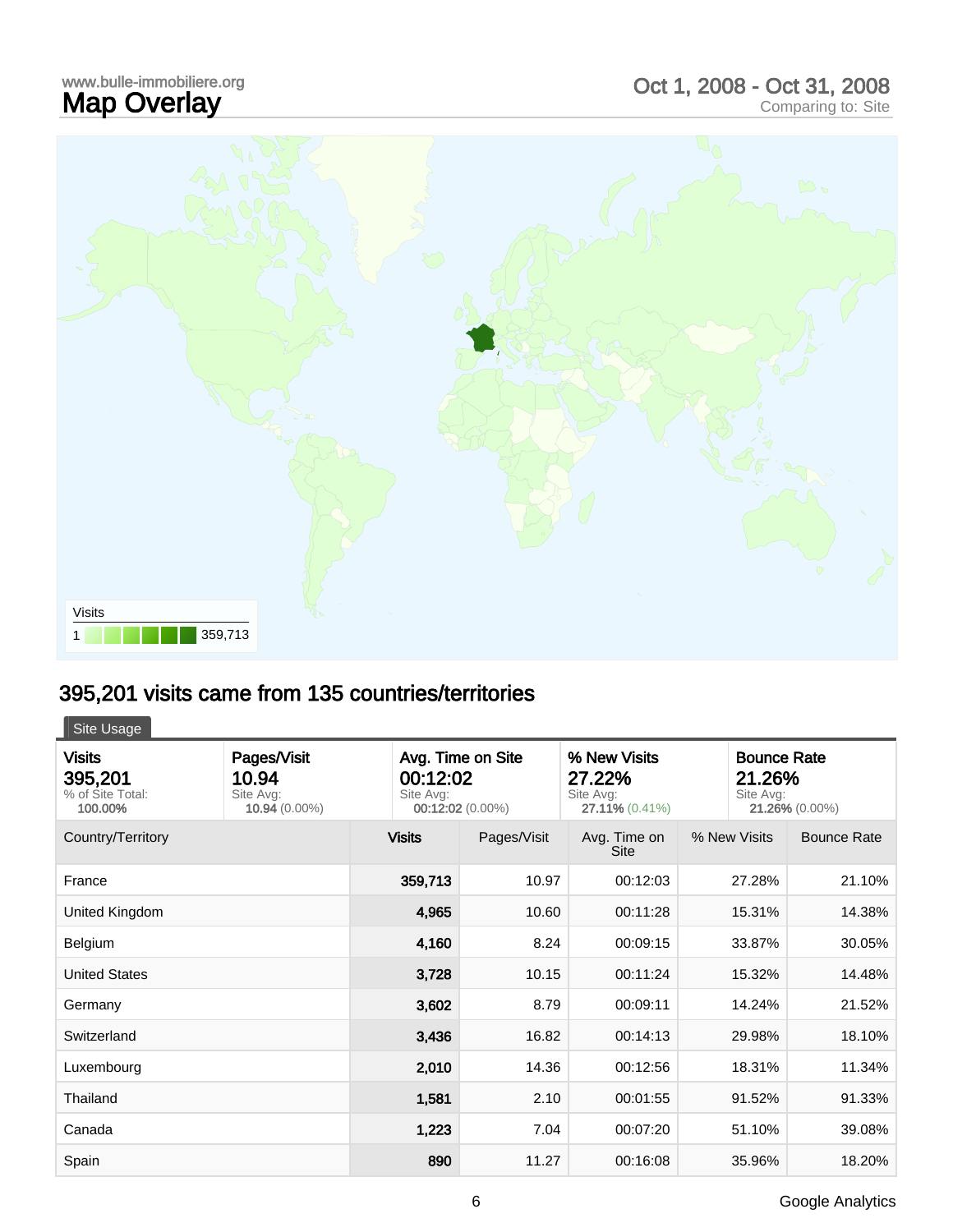www.bulle-immobiliere.org

# Map Overlay

Oct 1, 2008 - Oct 31, 2008
Comparing to: Site

Visits
1 359,713

## 395,201 visits came from 135 countries/territories

Site Usage

| Visits | Pages/Visit | Avg. Time on Site | % New Visits | Bounce Rate |
|---|---|---|---|---|
| 395,201<br>% of Site Total: **100.00%** | 10.94<br>Site Avg: **10.94** (0.00%) | 00:12:02<br>Site Avg: **00:12:02** (0.00%) | 27.22%<br>Site Avg: **27.11%** (0.41%) | 21.26%<br>Site Avg: **21.26%** (0.00%) |

| Country/Territory | Visits | Pages/Visit | Avg. Time on Site | % New Visits | Bounce Rate |
|---|---|---|---|---|---|
| France | **359,713** | 10.97 | 00:12:03 | 27.28% | 21.10% |
| United Kingdom | **4,965** | 10.60 | 00:11:28 | 15.31% | 14.38% |
| Belgium | **4,160** | 8.24 | 00:09:15 | 33.87% | 30.05% |
| United States | **3,728** | 10.15 | 00:11:24 | 15.32% | 14.48% |
| Germany | **3,602** | 8.79 | 00:09:11 | 14.24% | 21.52% |
| Switzerland | **3,436** | 16.82 | 00:14:13 | 29.98% | 18.10% |
| Luxembourg | **2,010** | 14.36 | 00:12:56 | 18.31% | 11.34% |
| Thailand | **1,581** | 2.10 | 00:01:55 | 91.52% | 91.33% |
| Canada | **1,223** | 7.04 | 00:07:20 | 51.10% | 39.08% |
| Spain | **890** | 11.27 | 00:16:08 | 35.96% | 18.20% |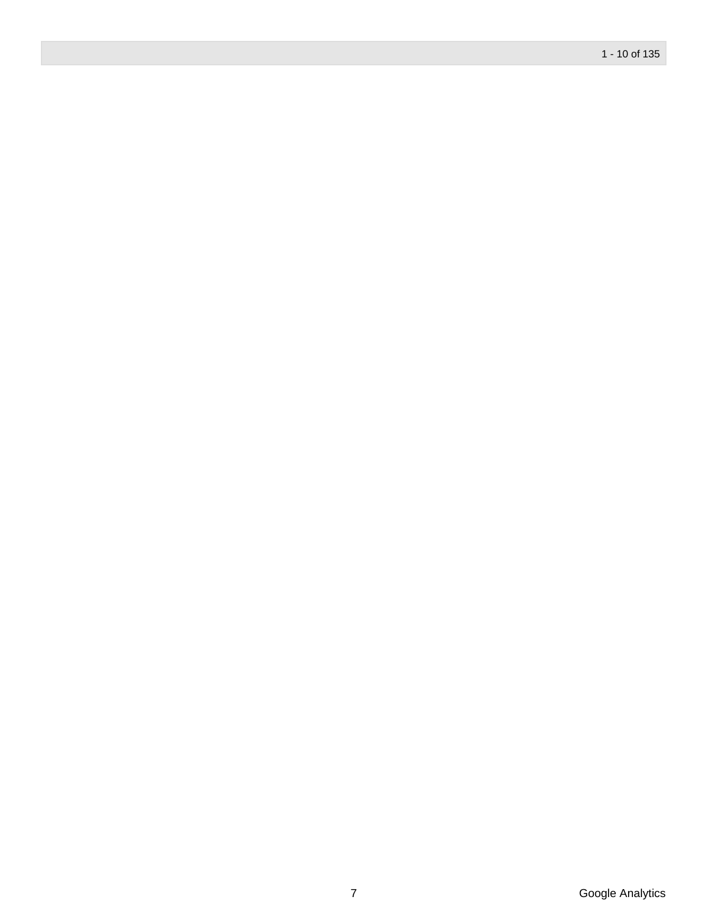1 - 10 of 135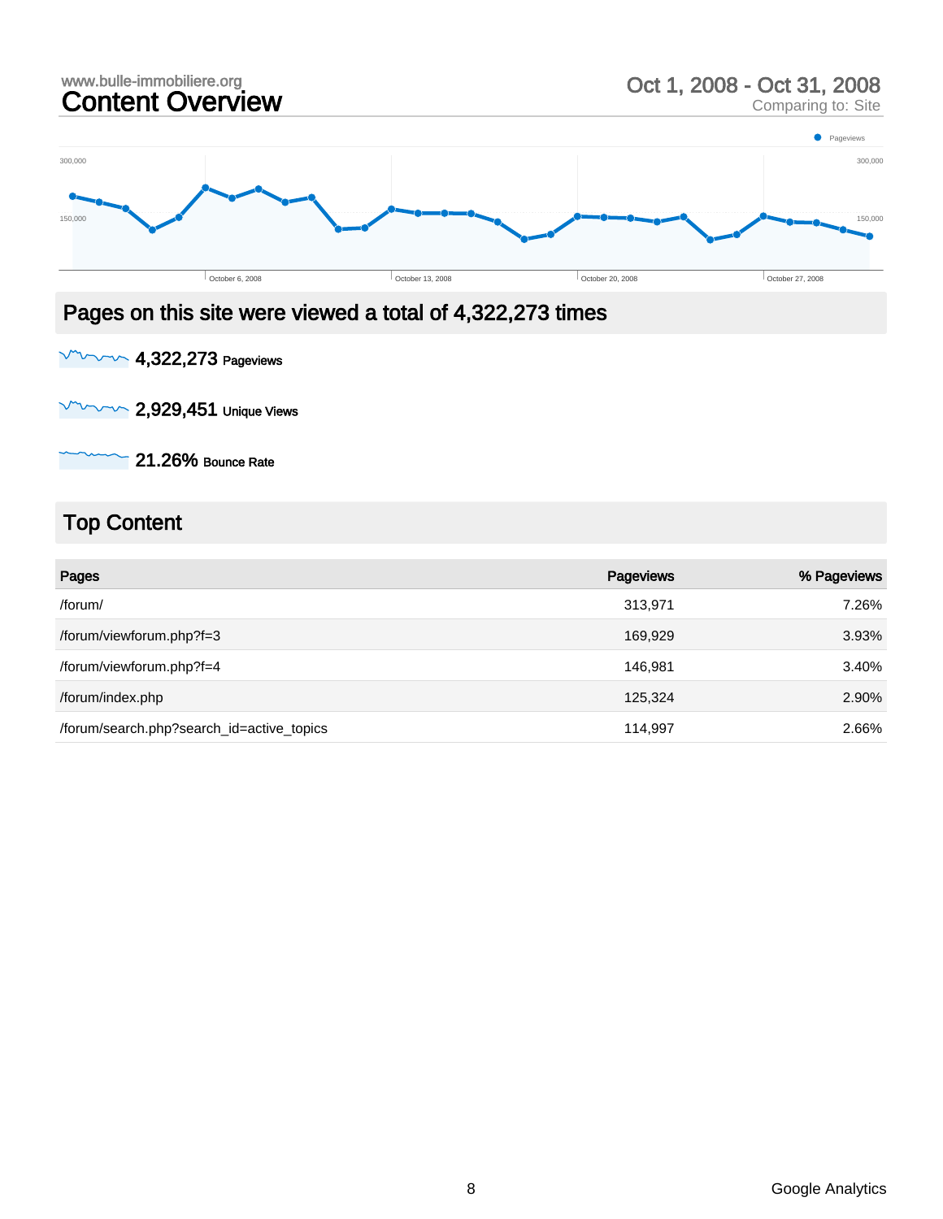www.bulle-immobiliere.org

# Content Overview

Oct 1, 2008 - Oct 31, 2008
Comparing to: Site

Pageviews

300,000

150,000

300,000

150,000

October 6, 2008

October 13, 2008

October 20, 2008

October 27, 2008

## Pages on this site were viewed a total of 4,322,273 times

**4,322,273** Pageviews

**2,929,451** Unique Views

**21.26%** Bounce Rate

## Top Content

| Pages | Pageviews | % Pageviews |
|---|---|---|
| /forum/ | 313,971 | 7.26% |
| /forum/viewforum.php?f=3 | 169,929 | 3.93% |
| /forum/viewforum.php?f=4 | 146,981 | 3.40% |
| /forum/index.php | 125,324 | 2.90% |
| /forum/search.php?search_id=active_topics | 114,997 | 2.66% |